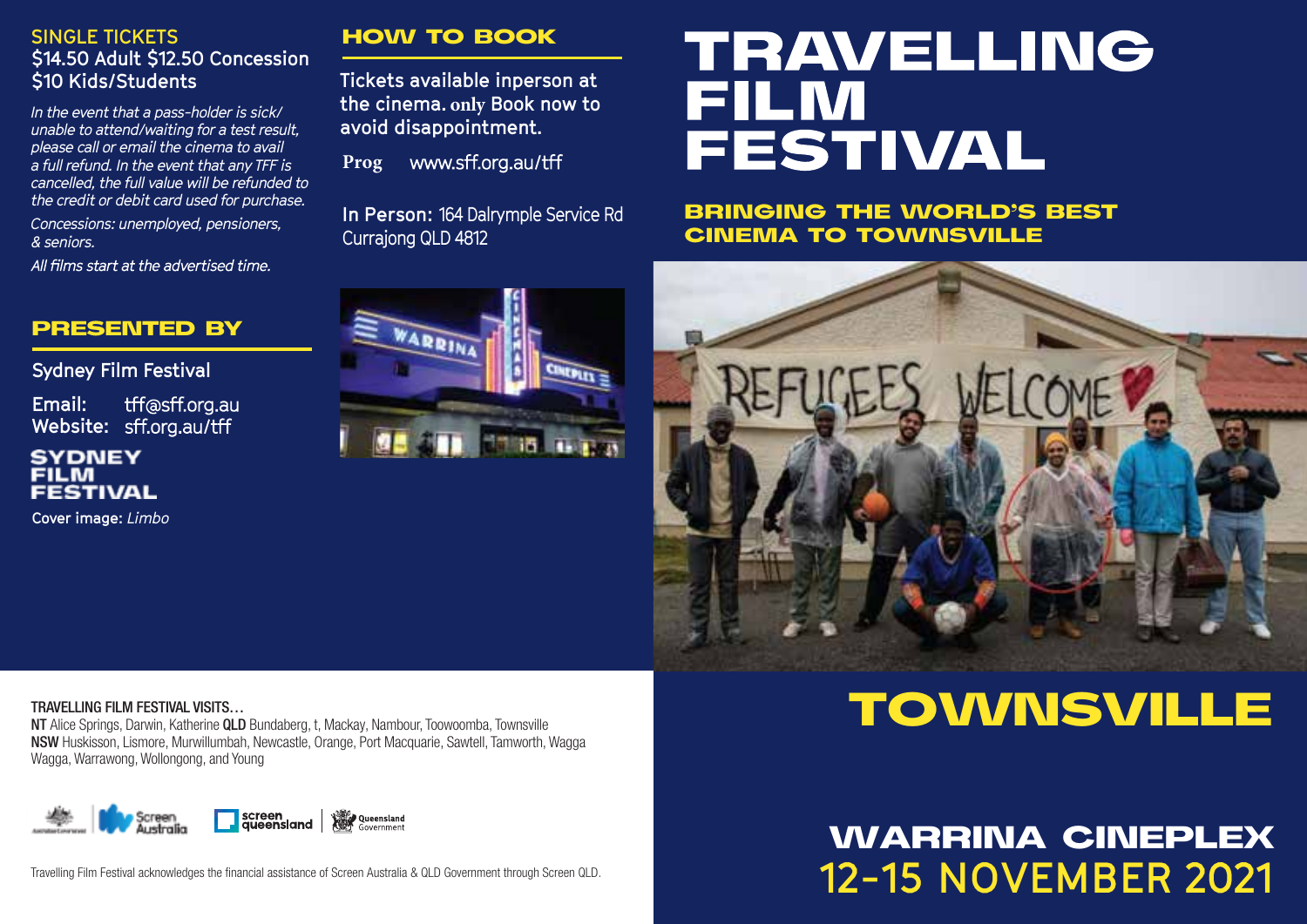# TRAVELLING FILM FESTIVAL

## BRINGING THE WORLD'S BEST CINEMA TO TOWNSVILLE

# TOWNSVILLE

## WARRINA CINEPLEX

## 12-15 NOVEMBER 2021

### SINGLE TICKETS

$14.50 Adult $12.50 Concession
$10 Kids/Students

*In the event that a pass-holder is sick/unable to attend/waiting for a test result, please call or email the cinema to avail a full refund. In the event that any TFF is cancelled, the full value will be refunded to the credit or debit card used for purchase.*

*Concessions: unemployed, pensioners, & seniors.*

*All films start at the advertised time.*

### HOW TO BOOK

Tickets available inperson at the cinema. only Book now to avoid disappointment.

Prog www.sff.org.au/tff

**In Person:** 164 Dalrymple Service Rd Currajong QLD 4812

### PRESENTED BY

Sydney Film Festival

Email: tff@sff.org.au
Website: sff.org.au/tff

SYDNEY FILM FESTIVAL

Cover image: *Limbo*

TRAVELLING FILM FESTIVAL VISITS…

**NT** Alice Springs, Darwin, Katherine **QLD** Bundaberg, t, Mackay, Nambour, Toowoomba, Townsville **NSW** Huskisson, Lismore, Murwillumbah, Newcastle, Orange, Port Macquarie, Sawtell, Tamworth, Wagga Wagga, Warrawong, Wollongong, and Young

Screen Australia | screen queensland | Queensland Government

Travelling Film Festival acknowledges the financial assistance of Screen Australia & QLD Government through Screen QLD.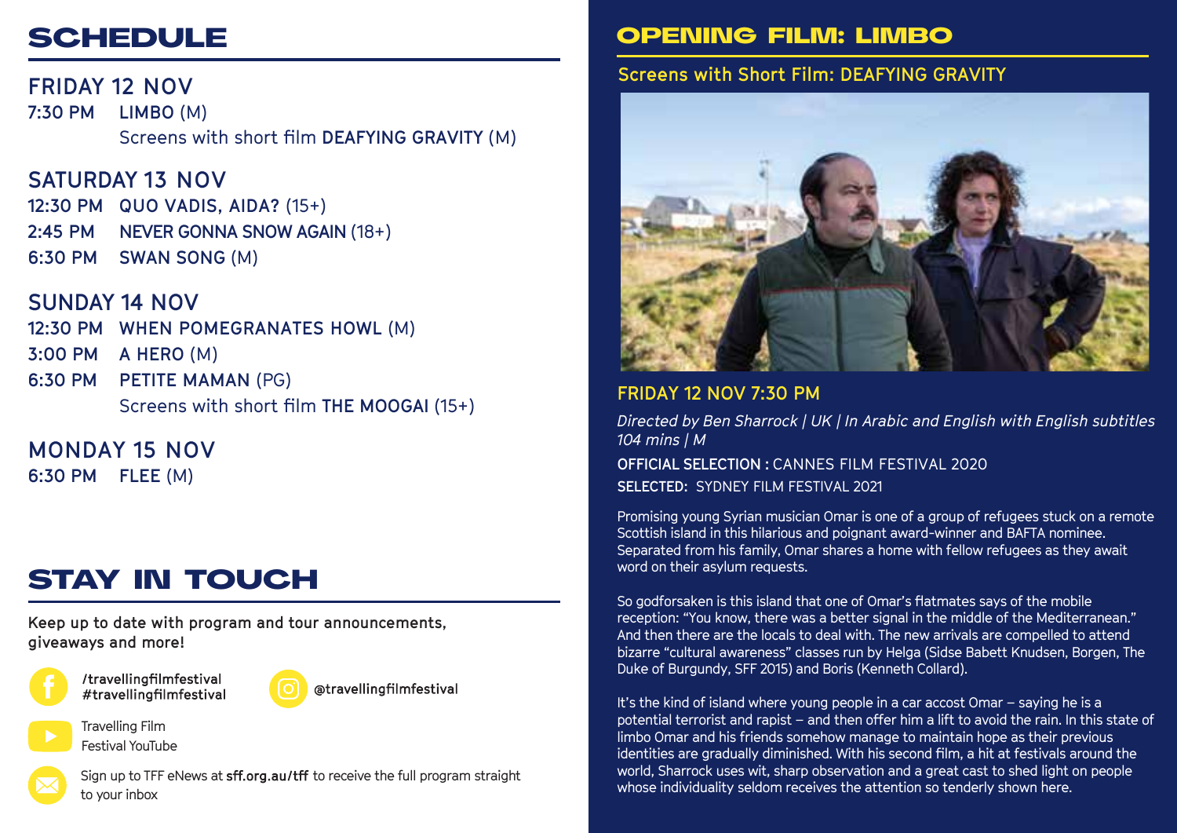# SCHEDULE

## FRIDAY 12 NOV

7:30 PM **LIMBO** (M)
Screens with short film **DEAFYING GRAVITY** (M)

## SATURDAY 13 NOV

12:30 PM **QUO VADIS, AIDA?** (15+)
2:45 PM **NEVER GONNA SNOW AGAIN** (18+)
6:30 PM **SWAN SONG** (M)

## SUNDAY 14 NOV

12:30 PM **WHEN POMEGRANATES HOWL** (M)
3:00 PM **A HERO** (M)
6:30 PM **PETITE MAMAN** (PG)
Screens with short film **THE MOOGAI** (15+)

## MONDAY 15 NOV

6:30 PM **FLEE** (M)

# STAY IN TOUCH

Keep up to date with program and tour announcements, giveaways and more!

/travellingfilmfestival
#travellingfilmfestival

@travellingfilmfestival

Travelling Film Festival YouTube

Sign up to TFF eNews at **sff.org.au/tff** to receive the full program straight to your inbox

# OPENING FILM: LIMBO

## Screens with Short Film: DEAFYING GRAVITY

## FRIDAY 12 NOV 7:30 PM

*Directed by Ben Sharrock | UK | In Arabic and English with English subtitles 104 mins | M*

**OFFICIAL SELECTION :** CANNES FILM FESTIVAL 2020
**SELECTED:** SYDNEY FILM FESTIVAL 2021

Promising young Syrian musician Omar is one of a group of refugees stuck on a remote Scottish island in this hilarious and poignant award-winner and BAFTA nominee. Separated from his family, Omar shares a home with fellow refugees as they await word on their asylum requests.

So godforsaken is this island that one of Omar's flatmates says of the mobile reception: "You know, there was a better signal in the middle of the Mediterranean." And then there are the locals to deal with. The new arrivals are compelled to attend bizarre "cultural awareness" classes run by Helga (Sidse Babett Knudsen, Borgen, The Duke of Burgundy, SFF 2015) and Boris (Kenneth Collard).

It's the kind of island where young people in a car accost Omar – saying he is a potential terrorist and rapist – and then offer him a lift to avoid the rain. In this state of limbo Omar and his friends somehow manage to maintain hope as their previous identities are gradually diminished. With his second film, a hit at festivals around the world, Sharrock uses wit, sharp observation and a great cast to shed light on people whose individuality seldom receives the attention so tenderly shown here.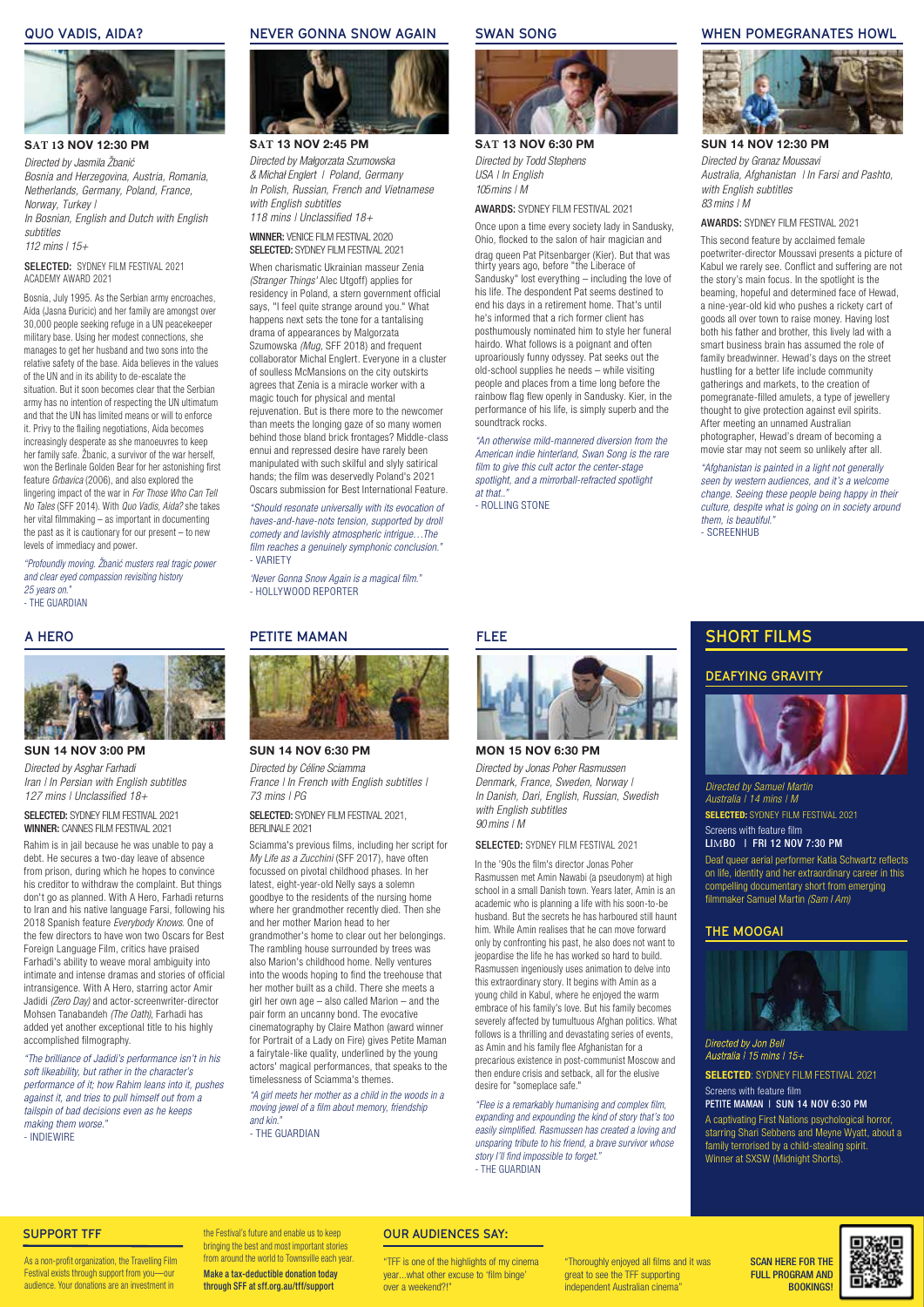## QUO VADIS, AIDA?

**SAT 13 NOV 12:30 PM**

*Directed by Jasmila Žbanić*
*Bosnia and Herzegovina, Austria, Romania, Netherlands, Germany, Poland, France, Norway, Turkey |*
*In Bosnian, English and Dutch with English subtitles*
*112 mins | 15+*

**SELECTED:** SYDNEY FILM FESTIVAL 2021
ACADEMY AWARD 2021

Bosnia, July 1995. As the Serbian army encroaches, Aida (Jasna Đuricic) and her family are amongst over 30,000 people seeking refuge in a UN peacekeeper military base. Using her modest connections, she manages to get her husband and two sons into the relative safety of the base. Aida believes in the values of the UN and in its ability to de-escalate the situation. But it soon becomes clear that the Serbian army has no intention of respecting the UN ultimatum and that the UN has limited means or will to enforce it. Privy to the flailing negotiations, Aida becomes increasingly desperate as she manoeuvres to keep her family safe. Žbanic, a survivor of the war herself, won the Berlinale Golden Bear for her astonishing first feature *Grbavica* (2006), and also explored the lingering impact of the war in *For Those Who Can Tell No Tales* (SFF 2014). With *Quo Vadis, Aida?* she takes her vital filmmaking – as important in documenting the past as it is cautionary for our present – to new levels of immediacy and power.

*"Profoundly moving. Žbanić musters real tragic power and clear eyed compassion revisiting history 25 years on."*
- THE GUARDIAN

## NEVER GONNA SNOW AGAIN

**SAT 13 NOV 2:45 PM**

*Directed by Małgorzata Szumowska & Michał Englert | Poland, Germany*
*In Polish, Russian, French and Vietnamese with English subtitles*
*118 mins | Unclassified 18+*

**WINNER:** VENICE FILM FESTIVAL 2020
**SELECTED:** SYDNEY FILM FESTIVAL 2021

When charismatic Ukrainian masseur Zenia *(Stranger Things'* Alec Utgoff) applies for residency in Poland, a stern government official says, "I feel quite strange around you." What happens next sets the tone for a tantalising drama of appearances by Malgorzata Szumowska *(Mug*, SFF 2018) and frequent collaborator Michal Englert. Everyone in a cluster of soulless McMansions on the city outskirts agrees that Zenia is a miracle worker with a magic touch for physical and mental rejuvenation. But is there more to the newcomer than meets the longing gaze of so many women behind those bland brick frontages? Middle-class ennui and repressed desire have rarely been manipulated with such skilful and slyly satirical hands; the film was deservedly Poland's 2021 Oscars submission for Best International Feature.

*"Should resonate universally with its evocation of haves-and-have-nots tension, supported by droll comedy and lavishly atmospheric intrigue…The film reaches a genuinely symphonic conclusion."*
- VARIETY

*'Never Gonna Snow Again is a magical film."*
- HOLLYWOOD REPORTER

## SWAN SONG

**SAT 13 NOV 6:30 PM**

*Directed by Todd Stephens*
*USA | In English*
*105mins | M*

**AWARDS:** SYDNEY FILM FESTIVAL 2021

Once upon a time every society lady in Sandusky, Ohio, flocked to the salon of hair magician and drag queen Pat Pitsenbarger (Kier). But that was thirty years ago, before "the Liberace of Sandusky" lost everything – including the love of his life. The despondent Pat seems destined to end his days in a retirement home. That's until he's informed that a rich former client has posthumously nominated him to style her funeral hairdo. What follows is a poignant and often uproariously funny odyssey. Pat seeks out the old-school supplies he needs – while visiting people and places from a time long before the rainbow flag flew openly in Sandusky. Kier, in the performance of his life, is simply superb and the soundtrack rocks.

*"An otherwise mild-mannered diversion from the American indie hinterland, Swan Song is the rare film to give this cult actor the center-stage spotlight, and a mirrorball-refracted spotlight at that.."*
- ROLLING STONE

## WHEN POMEGRANATES HOWL

**SUN 14 NOV 12:30 PM**

*Directed by Granaz Moussavi*
*Australia, Afghanistan | In Farsi and Pashto, with English subtitles*
*83 mins | M*

**AWARDS:** SYDNEY FILM FESTIVAL 2021

This second feature by acclaimed female poetwriter-director Moussavi presents a picture of Kabul we rarely see. Conflict and suffering are not the story's main focus. In the spotlight is the beaming, hopeful and determined face of Hewad, a nine-year-old kid who pushes a rickety cart of goods all over town to raise money. Having lost both his father and brother, this lively lad with a smart business brain has assumed the role of family breadwinner. Hewad's days on the street hustling for a better life include community gatherings and markets, to the creation of pomegranate-filled amulets, a type of jewellery thought to give protection against evil spirits. After meeting an unnamed Australian photographer, Hewad's dream of becoming a movie star may not seem so unlikely after all.

*"Afghanistan is painted in a light not generally seen by western audiences, and it's a welcome change. Seeing these people being happy in their culture, despite what is going on in society around them, is beautiful."*
- SCREENHUB

## A HERO

**SUN 14 NOV 3:00 PM**

*Directed by Asghar Farhadi*
*Iran | In Persian with English subtitles*
*127 mins | Unclassified 18+*

**SELECTED:** SYDNEY FILM FESTIVAL 2021
**WINNER:** CANNES FILM FESTIVAL 2021

Rahim is in jail because he was unable to pay a debt. He secures a two-day leave of absence from prison, during which he hopes to convince his creditor to withdraw the complaint. But things don't go as planned. With A Hero, Farhadi returns to Iran and his native language Farsi, following his 2018 Spanish feature *Everybody Knows*. One of the few directors to have won two Oscars for Best Foreign Language Film, critics have praised Farhadi's ability to weave moral ambiguity into intimate and intense dramas and stories of official intransigence. With A Hero, starring actor Amir Jadidi *(Zero Day)* and actor-screenwriter-director Mohsen Tanabandeh *(The Oath)*, Farhadi has added yet another exceptional title to his highly accomplished filmography.

*"The brilliance of Jadidi's performance isn't in his soft likeability, but rather in the character's performance of it; how Rahim leans into it, pushes against it, and tries to pull himself out from a tailspin of bad decisions even as he keeps making them worse."*
- INDIEWIRE

## PETITE MAMAN

**SUN 14 NOV 6:30 PM**

*Directed by Céline Sciamma*
*France | In French with English subtitles | 73 mins | PG*

**SELECTED:** SYDNEY FILM FESTIVAL 2021, BERLINALE 2021

Sciamma's previous films, including her script for *My Life as a Zucchini* (SFF 2017), have often focussed on pivotal childhood phases. In her latest, eight-year-old Nelly says a solemn goodbye to the residents of the nursing home where her grandmother recently died. Then she and her mother Marion head to her grandmother's home to clear out her belongings. The rambling house surrounded by trees was also Marion's childhood home. Nelly ventures into the woods hoping to find the treehouse that her mother built as a child. There she meets a girl her own age – also called Marion – and the pair form an uncanny bond. The evocative cinematography by Claire Mathon (award winner for Portrait of a Lady on Fire) gives Petite Maman a fairytale-like quality, underlined by the young actors' magical performances, that speaks to the timelessness of Sciamma's themes.

*"A girl meets her mother as a child in the woods in a moving jewel of a film about memory, friendship and kin."*
- THE GUARDIAN

## FLEE

**MON 15 NOV 6:30 PM**

*Directed by Jonas Poher Rasmussen*
*Denmark, France, Sweden, Norway | In Danish, Dari, English, Russian, Swedish with English subtitles*
*90 mins | M*

**SELECTED:** SYDNEY FILM FESTIVAL 2021

In the '90s the film's director Jonas Poher Rasmussen met Amin Nawabi (a pseudonym) at high school in a small Danish town. Years later, Amin is an academic who is planning a life with his soon-to-be husband. But the secrets he has harboured still haunt him. While Amin realises that he can move forward only by confronting his past, he also does not want to jeopardise the life he has worked so hard to build. Rasmussen ingeniously uses animation to delve into this extraordinary story. It begins with Amin as a young child in Kabul, where he enjoyed the warm embrace of his family's love. But his family becomes severely affected by tumultuous Afghan politics. What follows is a thrilling and devastating series of events, as Amin and his family flee Afghanistan for a precarious existence in post-communist Moscow and then endure crisis and setback, all for the elusive desire for "someplace safe."

*"Flee is a remarkably humanising and complex film, expanding and expounding the kind of story that's too easily simplified. Rasmussen has created a loving and unsparing tribute to his friend, a brave survivor whose story I'll find impossible to forget."*
- THE GUARDIAN

# SHORT FILMS

## DEAFYING GRAVITY

*Directed by Samuel Martin*
*Australia | 14 mins | M*

**SELECTED:** SYDNEY FILM FESTIVAL 2021

Screens with feature film
**LIMBO | FRI 12 NOV 7:30 PM**

Deaf queer aerial performer Katia Schwartz reflects on life, identity and her extraordinary career in this compelling documentary short from emerging filmmaker Samuel Martin *(Sam I Am)*

## THE MOOGAI

*Directed by Jon Bell*
*Australia | 15 mins | 15+*

**SELECTED**: SYDNEY FILM FESTIVAL 2021

Screens with feature film
**PETITE MAMAN | SUN 14 NOV 6:30 PM**

A captivating First Nations psychological horror, starring Shari Sebbens and Meyne Wyatt, about a family terrorised by a child-stealing spirit. Winner at SXSW (Midnight Shorts).

## SUPPORT TFF

As a non-profit organization, the Travelling Film Festival exists through support from you—our audience. Your donations are an investment in the Festival's future and enable us to keep bringing the best and most important stories from around the world to Townsville each year.

**Make a tax-deductible donation today through SFF at sff.org.au/tff/support**

## OUR AUDIENCES SAY:

"TFF is one of the highlights of my cinema year...what other excuse to 'film binge' over a weekend?!"

"Thoroughly enjoyed all films and it was great to see the TFF supporting independent Australian cinema"

**SCAN HERE FOR THE FULL PROGRAM AND BOOKINGS!**